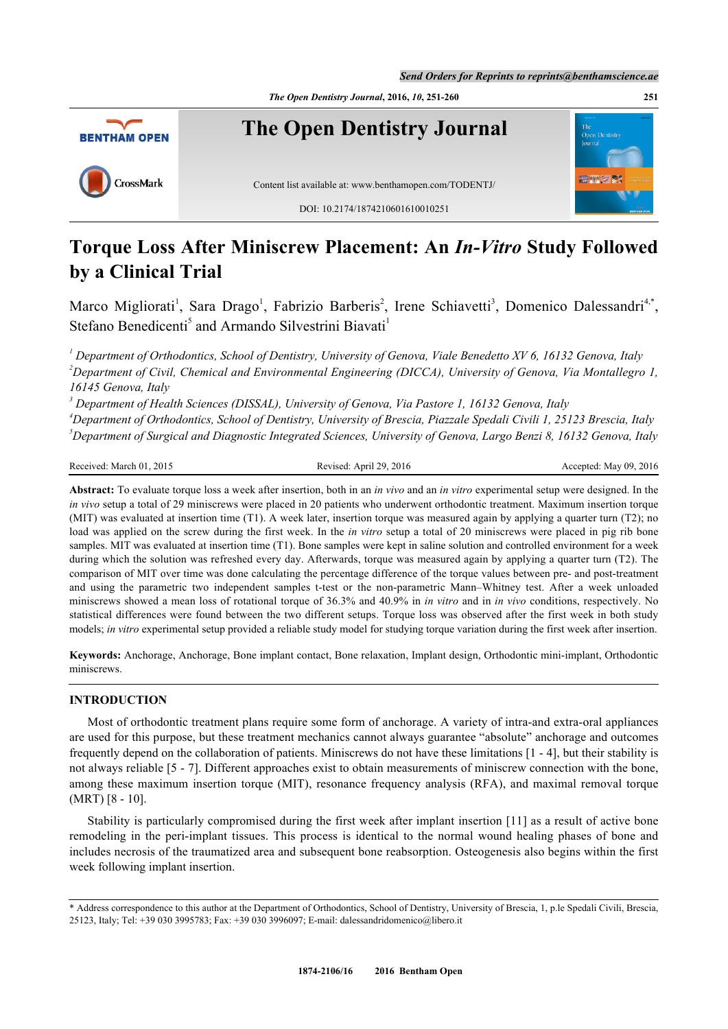# Torque Loss After Miniscrew Placement: An *In-Vitro* Study Followed by a Clinical Trial

Marco Migliorati[1], Sara Drago[1], Fabrizio Barberis[2], Irene Schiavetti[3], Domenico Dalessandri[4,*], Stefano Benedicenti[5] and Armando Silvestrini Biavati[1]

[1] *Department of Orthodontics, School of Dentistry, University of Genova, Viale Benedetto XV 6, 16132 Genova, Italy*
[2] *Department of Civil, Chemical and Environmental Engineering (DICCA), University of Genova, Via Montallegro 1, 16145 Genova, Italy*
[3] *Department of Health Sciences (DISSAL), University of Genova, Via Pastore 1, 16132 Genova, Italy*
[4] *Department of Orthodontics, School of Dentistry, University of Brescia, Piazzale Spedali Civili 1, 25123 Brescia, Italy*
[5] *Department of Surgical and Diagnostic Integrated Sciences, University of Genova, Largo Benzi 8, 16132 Genova, Italy*

Received: March 01, 2015 Revised: April 29, 2016 Accepted: May 09, 2016

**Abstract:** To evaluate torque loss a week after insertion, both in an *in vivo* and an *in vitro* experimental setup were designed. In the *in vivo* setup a total of 29 miniscrews were placed in 20 patients who underwent orthodontic treatment. Maximum insertion torque (MIT) was evaluated at insertion time (T1). A week later, insertion torque was measured again by applying a quarter turn (T2); no load was applied on the screw during the first week. In the *in vitro* setup a total of 20 miniscrews were placed in pig rib bone samples. MIT was evaluated at insertion time (T1). Bone samples were kept in saline solution and controlled environment for a week during which the solution was refreshed every day. Afterwards, torque was measured again by applying a quarter turn (T2). The comparison of MIT over time was done calculating the percentage difference of the torque values between pre- and post-treatment and using the parametric two independent samples t-test or the non-parametric Mann–Whitney test. After a week unloaded miniscrews showed a mean loss of rotational torque of 36.3% and 40.9% in *in vitro* and in *in vivo* conditions, respectively. No statistical differences were found between the two different setups. Torque loss was observed after the first week in both study models; *in vitro* experimental setup provided a reliable study model for studying torque variation during the first week after insertion.

**Keywords:** Anchorage, Anchorage, Bone implant contact, Bone relaxation, Implant design, Orthodontic mini-implant, Orthodontic miniscrews.

## INTRODUCTION

Most of orthodontic treatment plans require some form of anchorage. A variety of intra-and extra-oral appliances are used for this purpose, but these treatment mechanics cannot always guarantee "absolute" anchorage and outcomes frequently depend on the collaboration of patients. Miniscrews do not have these limitations [1 - 4], but their stability is not always reliable [5 - 7]. Different approaches exist to obtain measurements of miniscrew connection with the bone, among these maximum insertion torque (MIT), resonance frequency analysis (RFA), and maximal removal torque (MRT) [8 - 10].

Stability is particularly compromised during the first week after implant insertion [11] as a result of active bone remodeling in the peri-implant tissues. This process is identical to the normal wound healing phases of bone and includes necrosis of the traumatized area and subsequent bone reabsorption. Osteogenesis also begins within the first week following implant insertion.

\* Address correspondence to this author at the Department of Orthodontics, School of Dentistry, University of Brescia, 1, p.le Spedali Civili, Brescia, 25123, Italy; Tel: +39 030 3995783; Fax: +39 030 3996097; E-mail: dalessandridomenico@libero.it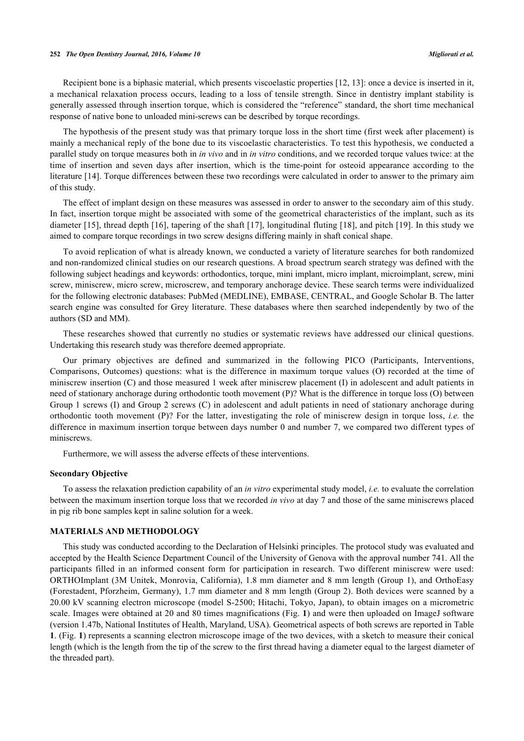Recipient bone is a biphasic material, which presents viscoelastic properties [12, 13]: once a device is inserted in it, a mechanical relaxation process occurs, leading to a loss of tensile strength. Since in dentistry implant stability is generally assessed through insertion torque, which is considered the "reference" standard, the short time mechanical response of native bone to unloaded mini-screws can be described by torque recordings.

The hypothesis of the present study was that primary torque loss in the short time (first week after placement) is mainly a mechanical reply of the bone due to its viscoelastic characteristics. To test this hypothesis, we conducted a parallel study on torque measures both in *in vivo* and in *in vitro* conditions, and we recorded torque values twice: at the time of insertion and seven days after insertion, which is the time-point for osteoid appearance according to the literature [14]. Torque differences between these two recordings were calculated in order to answer to the primary aim of this study.

The effect of implant design on these measures was assessed in order to answer to the secondary aim of this study. In fact, insertion torque might be associated with some of the geometrical characteristics of the implant, such as its diameter [15], thread depth [16], tapering of the shaft [17], longitudinal fluting [18], and pitch [19]. In this study we aimed to compare torque recordings in two screw designs differing mainly in shaft conical shape.

To avoid replication of what is already known, we conducted a variety of literature searches for both randomized and non-randomized clinical studies on our research questions. A broad spectrum search strategy was defined with the following subject headings and keywords: orthodontics, torque, mini implant, micro implant, microimplant, screw, mini screw, miniscrew, micro screw, microscrew, and temporary anchorage device. These search terms were individualized for the following electronic databases: PubMed (MEDLINE), EMBASE, CENTRAL, and Google Scholar B. The latter search engine was consulted for Grey literature. These databases where then searched independently by two of the authors (SD and MM).

These researches showed that currently no studies or systematic reviews have addressed our clinical questions. Undertaking this research study was therefore deemed appropriate.

Our primary objectives are defined and summarized in the following PICO (Participants, Interventions, Comparisons, Outcomes) questions: what is the difference in maximum torque values (O) recorded at the time of miniscrew insertion (C) and those measured 1 week after miniscrew placement (I) in adolescent and adult patients in need of stationary anchorage during orthodontic tooth movement (P)? What is the difference in torque loss (O) between Group 1 screws (I) and Group 2 screws (C) in adolescent and adult patients in need of stationary anchorage during orthodontic tooth movement (P)? For the latter, investigating the role of miniscrew design in torque loss, *i.e.* the difference in maximum insertion torque between days number 0 and number 7, we compared two different types of miniscrews.

Furthermore, we will assess the adverse effects of these interventions.

**Secondary Objective**

To assess the relaxation prediction capability of an *in vitro* experimental study model, *i.e.* to evaluate the correlation between the maximum insertion torque loss that we recorded *in vivo* at day 7 and those of the same miniscrews placed in pig rib bone samples kept in saline solution for a week.

## MATERIALS AND METHODOLOGY

This study was conducted according to the Declaration of Helsinki principles. The protocol study was evaluated and accepted by the Health Science Department Council of the University of Genova with the approval number 741. All the participants filled in an informed consent form for participation in research. Two different miniscrew were used: ORTHOImplant (3M Unitek, Monrovia, California), 1.8 mm diameter and 8 mm length (Group 1), and OrthoEasy (Forestadent, Pforzheim, Germany), 1.7 mm diameter and 8 mm length (Group 2). Both devices were scanned by a 20.00 kV scanning electron microscope (model S-2500; Hitachi, Tokyo, Japan), to obtain images on a micrometric scale. Images were obtained at 20 and 80 times magnifications (Fig. **1**) and were then uploaded on ImageJ software (version 1.47b, National Institutes of Health, Maryland, USA). Geometrical aspects of both screws are reported in Table **1**. (Fig. **1**) represents a scanning electron microscope image of the two devices, with a sketch to measure their conical length (which is the length from the tip of the screw to the first thread having a diameter equal to the largest diameter of the threaded part).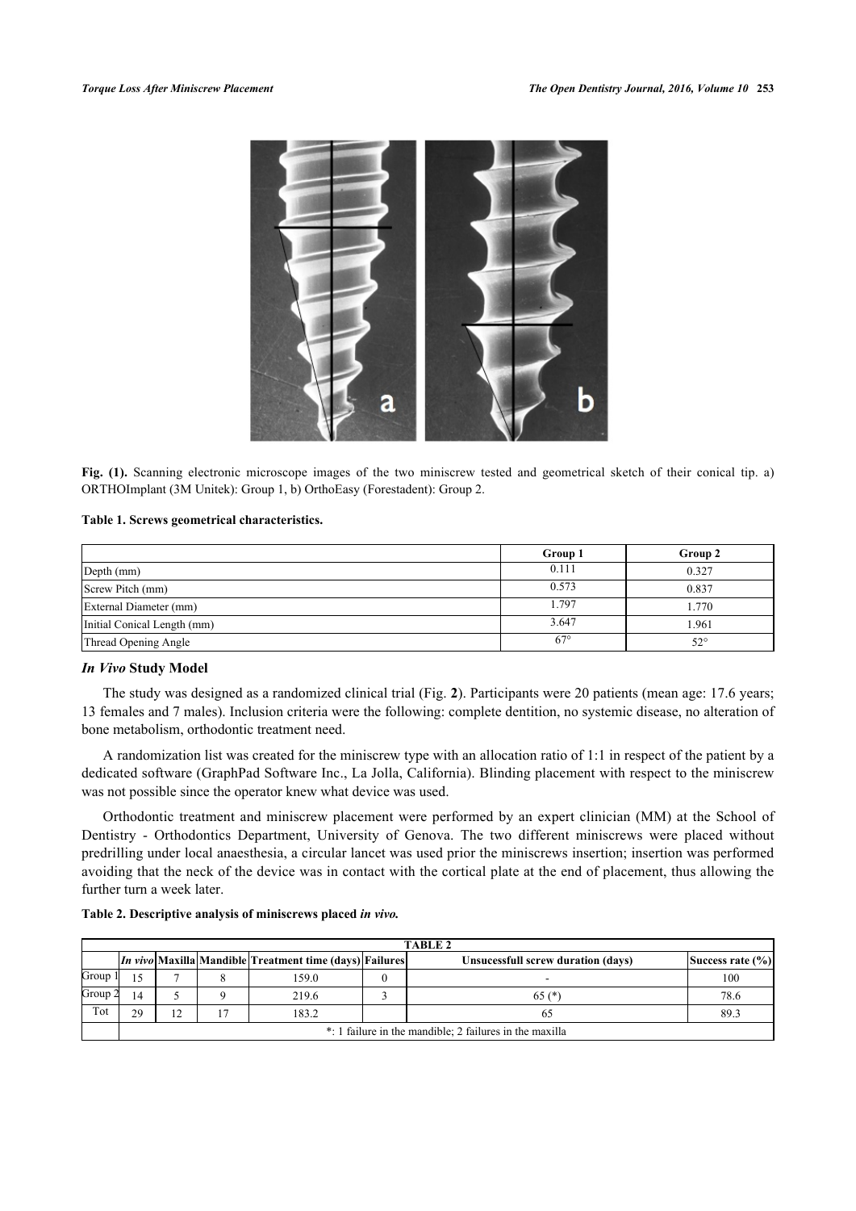**Fig. (1).** Scanning electronic microscope images of the two miniscrew tested and geometrical sketch of their conical tip. a) ORTHOImplant (3M Unitek): Group 1, b) OrthoEasy (Forestadent): Group 2.

**Table 1. Screws geometrical characteristics.**

| | Group 1 | Group 2 |
|---|---|---|
| Depth (mm) | 0.111 | 0.327 |
| Screw Pitch (mm) | 0.573 | 0.837 |
| External Diameter (mm) | 1.797 | 1.770 |
| Initial Conical Length (mm) | 3.647 | 1.961 |
| Thread Opening Angle | 67° | 52° |

### *In Vivo* Study Model

The study was designed as a randomized clinical trial (Fig. **2**). Participants were 20 patients (mean age: 17.6 years; 13 females and 7 males). Inclusion criteria were the following: complete dentition, no systemic disease, no alteration of bone metabolism, orthodontic treatment need.

A randomization list was created for the miniscrew type with an allocation ratio of 1:1 in respect of the patient by a dedicated software (GraphPad Software Inc., La Jolla, California). Blinding placement with respect to the miniscrew was not possible since the operator knew what device was used.

Orthodontic treatment and miniscrew placement were performed by an expert clinician (MM) at the School of Dentistry - Orthodontics Department, University of Genova. The two different miniscrews were placed without predrilling under local anaesthesia, a circular lancet was used prior the miniscrews insertion; insertion was performed avoiding that the neck of the device was in contact with the cortical plate at the end of placement, thus allowing the further turn a week later.

**Table 2. Descriptive analysis of miniscrews placed *in vivo*.**

| TABLE 2 | | | | | | | |
|---|---|---|---|---|---|---|---|
| | *In vivo* | Maxilla | Mandible | Treatment time (days) | Failures | Unsucessfull screw duration (days) | Success rate (%) |
| Group 1 | 15 | 7 | 8 | 159.0 | 0 | - | 100 |
| Group 2 | 14 | 5 | 9 | 219.6 | 3 | 65 (*) | 78.6 |
| Tot | 29 | 12 | 17 | 183.2 | | 65 | 89.3 |
| | *: 1 failure in the mandible; 2 failures in the maxilla | | | | | | |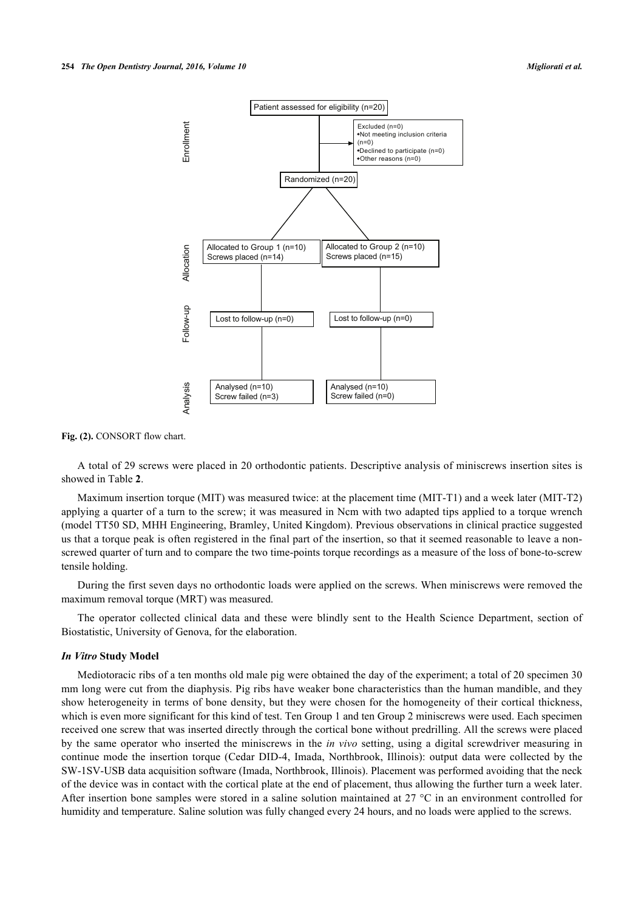Enrollment

Patient assessed for eligibility (n=20)

Excluded (n=0)
- Not meeting inclusion criteria (n=0)
- Declined to participate (n=0)
- Other reasons (n=0)

Randomized (n=20)

Allocation

| Allocated to Group 1 (n=10)<br>Screws placed (n=14) | Allocated to Group 2 (n=10)<br>Screws placed (n=15) |
|---|---|

Follow-up

| Lost to follow-up (n=0) | Lost to follow-up (n=0) |
|---|---|

Analysis

| Analysed (n=10)<br>Screw failed (n=3) | Analysed (n=10)<br>Screw failed (n=0) |
|---|---|

**Fig. (2).** CONSORT flow chart.

A total of 29 screws were placed in 20 orthodontic patients. Descriptive analysis of miniscrews insertion sites is showed in Table **2**.

Maximum insertion torque (MIT) was measured twice: at the placement time (MIT-T1) and a week later (MIT-T2) applying a quarter of a turn to the screw; it was measured in Ncm with two adapted tips applied to a torque wrench (model TT50 SD, MHH Engineering, Bramley, United Kingdom). Previous observations in clinical practice suggested us that a torque peak is often registered in the final part of the insertion, so that it seemed reasonable to leave a non-screwed quarter of turn and to compare the two time-points torque recordings as a measure of the loss of bone-to-screw tensile holding.

During the first seven days no orthodontic loads were applied on the screws. When miniscrews were removed the maximum removal torque (MRT) was measured.

The operator collected clinical data and these were blindly sent to the Health Science Department, section of Biostatistic, University of Genova, for the elaboration.

### *In Vitro* Study Model

Mediotoracic ribs of a ten months old male pig were obtained the day of the experiment; a total of 20 specimen 30 mm long were cut from the diaphysis. Pig ribs have weaker bone characteristics than the human mandible, and they show heterogeneity in terms of bone density, but they were chosen for the homogeneity of their cortical thickness, which is even more significant for this kind of test. Ten Group 1 and ten Group 2 miniscrews were used. Each specimen received one screw that was inserted directly through the cortical bone without predrilling. All the screws were placed by the same operator who inserted the miniscrews in the *in vivo* setting, using a digital screwdriver measuring in continue mode the insertion torque (Cedar DID-4, Imada, Northbrook, Illinois): output data were collected by the SW-1SV-USB data acquisition software (Imada, Northbrook, Illinois). Placement was performed avoiding that the neck of the device was in contact with the cortical plate at the end of placement, thus allowing the further turn a week later. After insertion bone samples were stored in a saline solution maintained at 27 °C in an environment controlled for humidity and temperature. Saline solution was fully changed every 24 hours, and no loads were applied to the screws.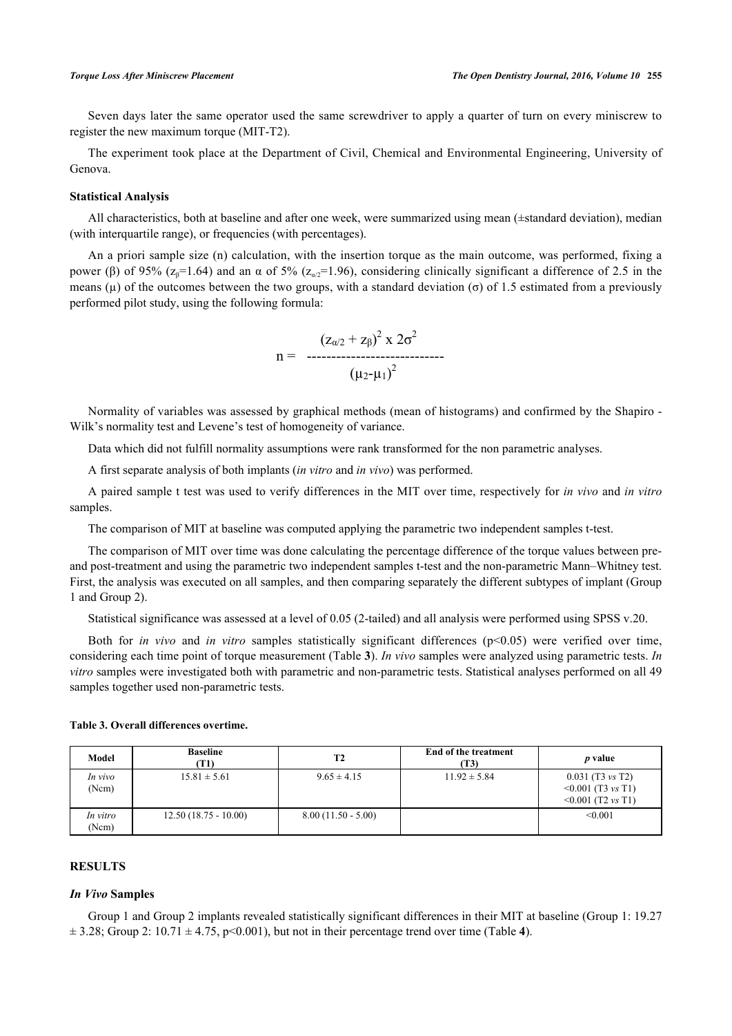Seven days later the same operator used the same screwdriver to apply a quarter of turn on every miniscrew to register the new maximum torque (MIT-T2).

The experiment took place at the Department of Civil, Chemical and Environmental Engineering, University of Genova.

### Statistical Analysis

All characteristics, both at baseline and after one week, were summarized using mean (±standard deviation), median (with interquartile range), or frequencies (with percentages).

An a priori sample size (n) calculation, with the insertion torque as the main outcome, was performed, fixing a power (β) of 95% ($z_\beta$=1.64) and an α of 5% ($z_{\alpha/2}$=1.96), considering clinically significant a difference of 2.5 in the means (μ) of the outcomes between the two groups, with a standard deviation (σ) of 1.5 estimated from a previously performed pilot study, using the following formula:

$$n = \frac{(z_{\alpha/2} + z_\beta)^2 \times 2\sigma^2}{(\mu_2 - \mu_1)^2}$$

Normality of variables was assessed by graphical methods (mean of histograms) and confirmed by the Shapiro - Wilk's normality test and Levene's test of homogeneity of variance.

Data which did not fulfill normality assumptions were rank transformed for the non parametric analyses.

A first separate analysis of both implants (*in vitro* and *in vivo*) was performed.

A paired sample t test was used to verify differences in the MIT over time, respectively for *in vivo* and *in vitro* samples.

The comparison of MIT at baseline was computed applying the parametric two independent samples t-test.

The comparison of MIT over time was done calculating the percentage difference of the torque values between pre- and post-treatment and using the parametric two independent samples t-test and the non-parametric Mann–Whitney test. First, the analysis was executed on all samples, and then comparing separately the different subtypes of implant (Group 1 and Group 2).

Statistical significance was assessed at a level of 0.05 (2-tailed) and all analysis were performed using SPSS v.20.

Both for *in vivo* and *in vitro* samples statistically significant differences ($p<0.05$) were verified over time, considering each time point of torque measurement (Table **3**). *In vivo* samples were analyzed using parametric tests. *In vitro* samples were investigated both with parametric and non-parametric tests. Statistical analyses performed on all 49 samples together used non-parametric tests.

**Table 3. Overall differences overtime.**

| Model | Baseline (T1) | T2 | End of the treatment (T3) | *p* value |
|---|---|---|---|---|
| *In vivo* (Ncm) | 15.81 ± 5.61 | 9.65 ± 4.15 | 11.92 ± 5.84 | 0.031 (T3 *vs* T2)<br><0.001 (T3 *vs* T1)<br><0.001 (T2 *vs* T1) |
| *In vitro* (Ncm) | 12.50 (18.75 - 10.00) | 8.00 (11.50 - 5.00) | | <0.001 |

## RESULTS

### *In Vivo* Samples

Group 1 and Group 2 implants revealed statistically significant differences in their MIT at baseline (Group 1: 19.27 ± 3.28; Group 2: 10.71 ± 4.75, $p<0.001$), but not in their percentage trend over time (Table **4**).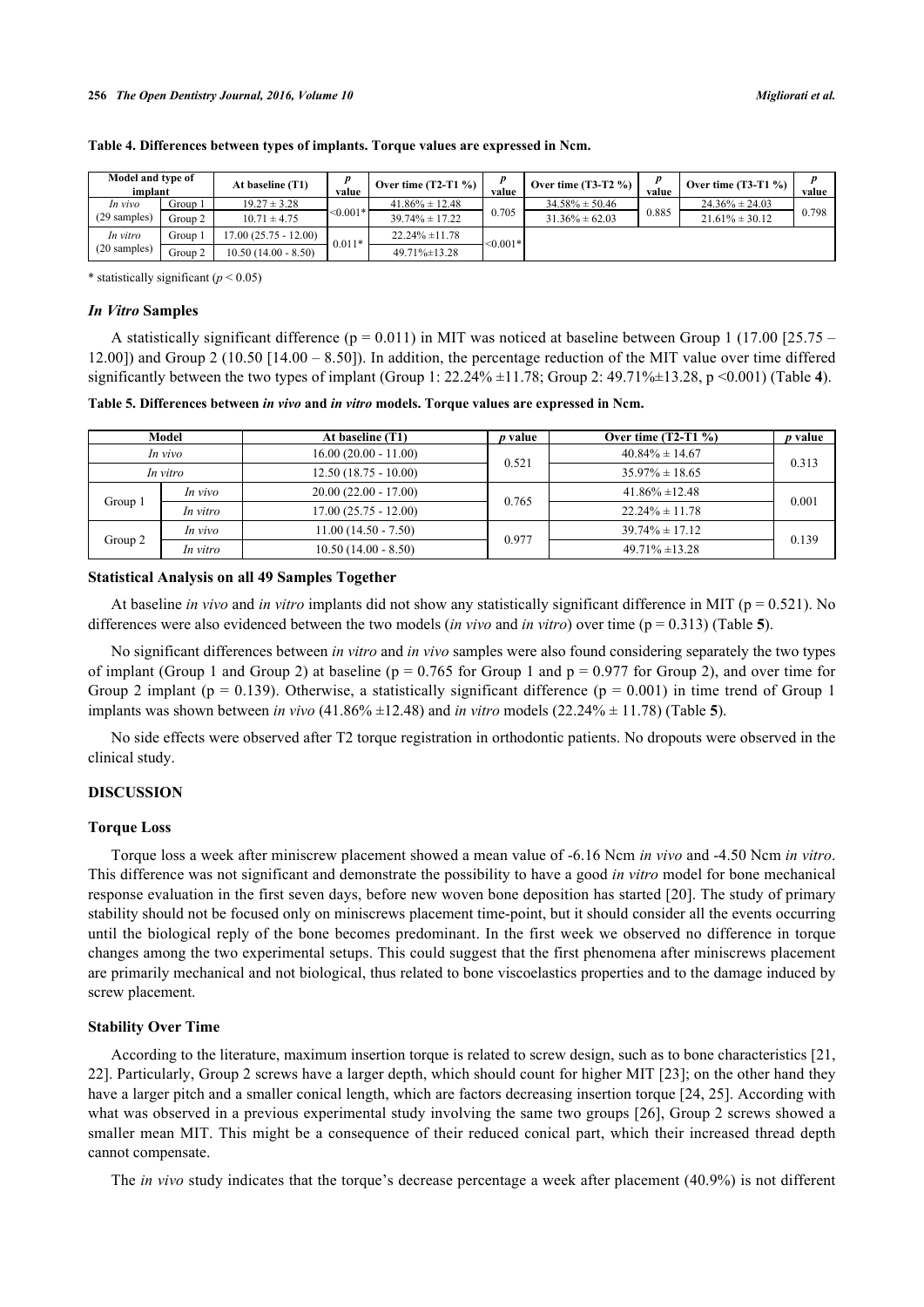**Table 4. Differences between types of implants. Torque values are expressed in Ncm.**

| Model and type of implant | | At baseline (T1) | *p* value | Over time (T2-T1 %) | *p* value | Over time (T3-T2 %) | *p* value | Over time (T3-T1 %) | *p* value |
|---|---|---|---|---|---|---|---|---|---|
| *In vivo* (29 samples) | Group 1 | 19.27 ± 3.28 | <0.001* | 41.86% ± 12.48 | 0.705 | 34.58% ± 50.46 | 0.885 | 24.36% ± 24.03 | 0.798 |
| | Group 2 | 10.71 ± 4.75 | | 39.74% ± 17.22 | | 31.36% ± 62.03 | | 21.61% ± 30.12 | |
| *In vitro* (20 samples) | Group 1 | 17.00 (25.75 - 12.00) | 0.011* | 22.24% ±11.78 | <0.001* | | | | |
| | Group 2 | 10.50 (14.00 - 8.50) | | 49.71%±13.28 | | | | | |

\* statistically significant ($p < 0.05$)

### *In Vitro* Samples

A statistically significant difference (p = 0.011) in MIT was noticed at baseline between Group 1 (17.00 [25.75 – 12.00]) and Group 2 (10.50 [14.00 – 8.50]). In addition, the percentage reduction of the MIT value over time differed significantly between the two types of implant (Group 1: 22.24% ±11.78; Group 2: 49.71%±13.28, p <0.001) (Table **4**).

**Table 5. Differences between *in vivo* and *in vitro* models. Torque values are expressed in Ncm.**

| Model | | At baseline (T1) | *p* value | Over time (T2-T1 %) | *p* value |
|---|---|---|---|---|---|
| *In vivo* | | 16.00 (20.00 - 11.00) | 0.521 | 40.84% ± 14.67 | 0.313 |
| *In vitro* | | 12.50 (18.75 - 10.00) | | 35.97% ± 18.65 | |
| Group 1 | *In vivo* | 20.00 (22.00 - 17.00) | 0.765 | 41.86% ±12.48 | 0.001 |
| | *In vitro* | 17.00 (25.75 - 12.00) | | 22.24% ± 11.78 | |
| Group 2 | *In vivo* | 11.00 (14.50 - 7.50) | 0.977 | 39.74% ± 17.12 | 0.139 |
| | *In vitro* | 10.50 (14.00 - 8.50) | | 49.71% ±13.28 | |

### Statistical Analysis on all 49 Samples Together

At baseline *in vivo* and *in vitro* implants did not show any statistically significant difference in MIT (p = 0.521). No differences were also evidenced between the two models (*in vivo* and *in vitro*) over time (p = 0.313) (Table **5**).

No significant differences between *in vitro* and *in vivo* samples were also found considering separately the two types of implant (Group 1 and Group 2) at baseline (p = 0.765 for Group 1 and p = 0.977 for Group 2), and over time for Group 2 implant (p = 0.139). Otherwise, a statistically significant difference (p = 0.001) in time trend of Group 1 implants was shown between *in vivo* (41.86% ±12.48) and *in vitro* models (22.24% ± 11.78) (Table **5**).

No side effects were observed after T2 torque registration in orthodontic patients. No dropouts were observed in the clinical study.

## DISCUSSION

### Torque Loss

Torque loss a week after miniscrew placement showed a mean value of -6.16 Ncm *in vivo* and -4.50 Ncm *in vitro*. This difference was not significant and demonstrate the possibility to have a good *in vitro* model for bone mechanical response evaluation in the first seven days, before new woven bone deposition has started [20]. The study of primary stability should not be focused only on miniscrews placement time-point, but it should consider all the events occurring until the biological reply of the bone becomes predominant. In the first week we observed no difference in torque changes among the two experimental setups. This could suggest that the first phenomena after miniscrews placement are primarily mechanical and not biological, thus related to bone viscoelastics properties and to the damage induced by screw placement.

### Stability Over Time

According to the literature, maximum insertion torque is related to screw design, such as to bone characteristics [21, 22]. Particularly, Group 2 screws have a larger depth, which should count for higher MIT [23]; on the other hand they have a larger pitch and a smaller conical length, which are factors decreasing insertion torque [24, 25]. According with what was observed in a previous experimental study involving the same two groups [26], Group 2 screws showed a smaller mean MIT. This might be a consequence of their reduced conical part, which their increased thread depth cannot compensate.

The *in vivo* study indicates that the torque's decrease percentage a week after placement (40.9%) is not different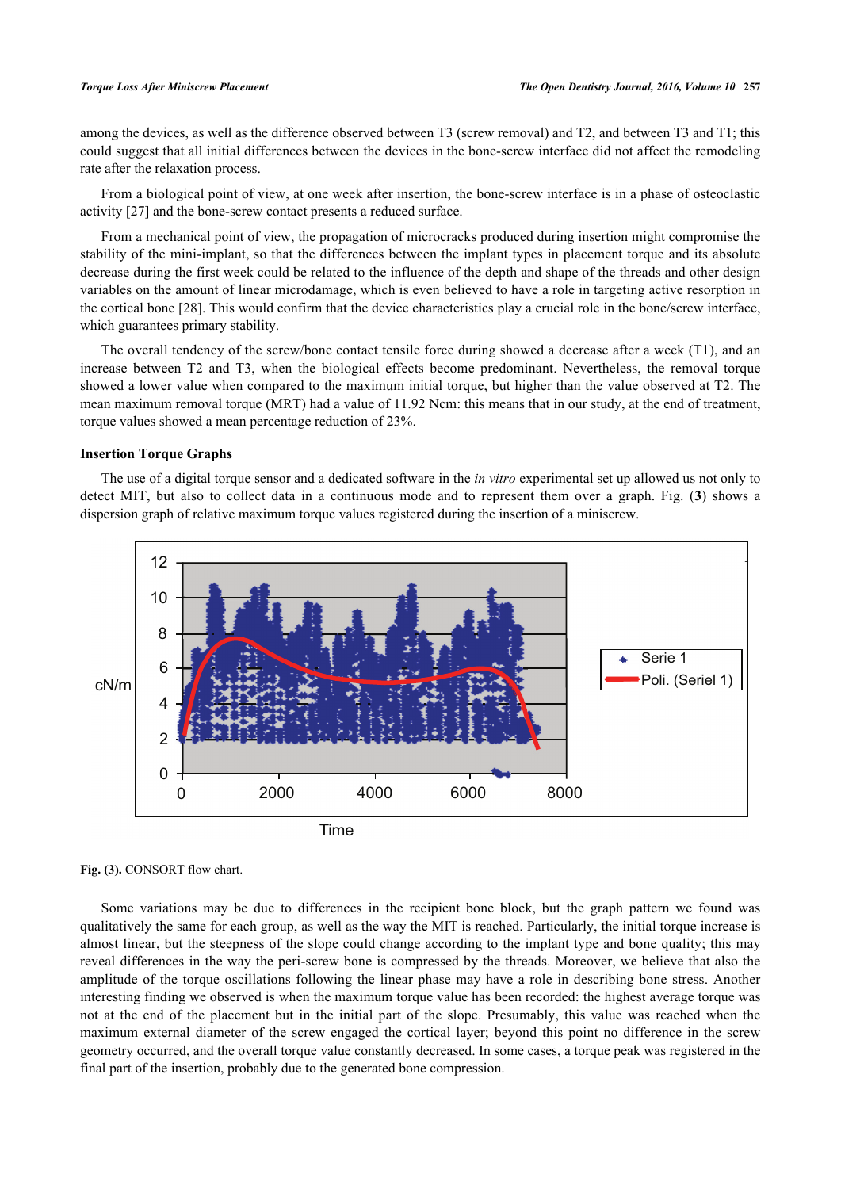among the devices, as well as the difference observed between T3 (screw removal) and T2, and between T3 and T1; this could suggest that all initial differences between the devices in the bone-screw interface did not affect the remodeling rate after the relaxation process.

From a biological point of view, at one week after insertion, the bone-screw interface is in a phase of osteoclastic activity [27] and the bone-screw contact presents a reduced surface.

From a mechanical point of view, the propagation of microcracks produced during insertion might compromise the stability of the mini-implant, so that the differences between the implant types in placement torque and its absolute decrease during the first week could be related to the influence of the depth and shape of the threads and other design variables on the amount of linear microdamage, which is even believed to have a role in targeting active resorption in the cortical bone [28]. This would confirm that the device characteristics play a crucial role in the bone/screw interface, which guarantees primary stability.

The overall tendency of the screw/bone contact tensile force during showed a decrease after a week (T1), and an increase between T2 and T3, when the biological effects become predominant. Nevertheless, the removal torque showed a lower value when compared to the maximum initial torque, but higher than the value observed at T2. The mean maximum removal torque (MRT) had a value of 11.92 Ncm: this means that in our study, at the end of treatment, torque values showed a mean percentage reduction of 23%.

### Insertion Torque Graphs

The use of a digital torque sensor and a dedicated software in the *in vitro* experimental set up allowed us not only to detect MIT, but also to collect data in a continuous mode and to represent them over a graph. Fig. (**3**) shows a dispersion graph of relative maximum torque values registered during the insertion of a miniscrew.

**Fig. (3).** CONSORT flow chart.

Some variations may be due to differences in the recipient bone block, but the graph pattern we found was qualitatively the same for each group, as well as the way the MIT is reached. Particularly, the initial torque increase is almost linear, but the steepness of the slope could change according to the implant type and bone quality; this may reveal differences in the way the peri-screw bone is compressed by the threads. Moreover, we believe that also the amplitude of the torque oscillations following the linear phase may have a role in describing bone stress. Another interesting finding we observed is when the maximum torque value has been recorded: the highest average torque was not at the end of the placement but in the initial part of the slope. Presumably, this value was reached when the maximum external diameter of the screw engaged the cortical layer; beyond this point no difference in the screw geometry occurred, and the overall torque value constantly decreased. In some cases, a torque peak was registered in the final part of the insertion, probably due to the generated bone compression.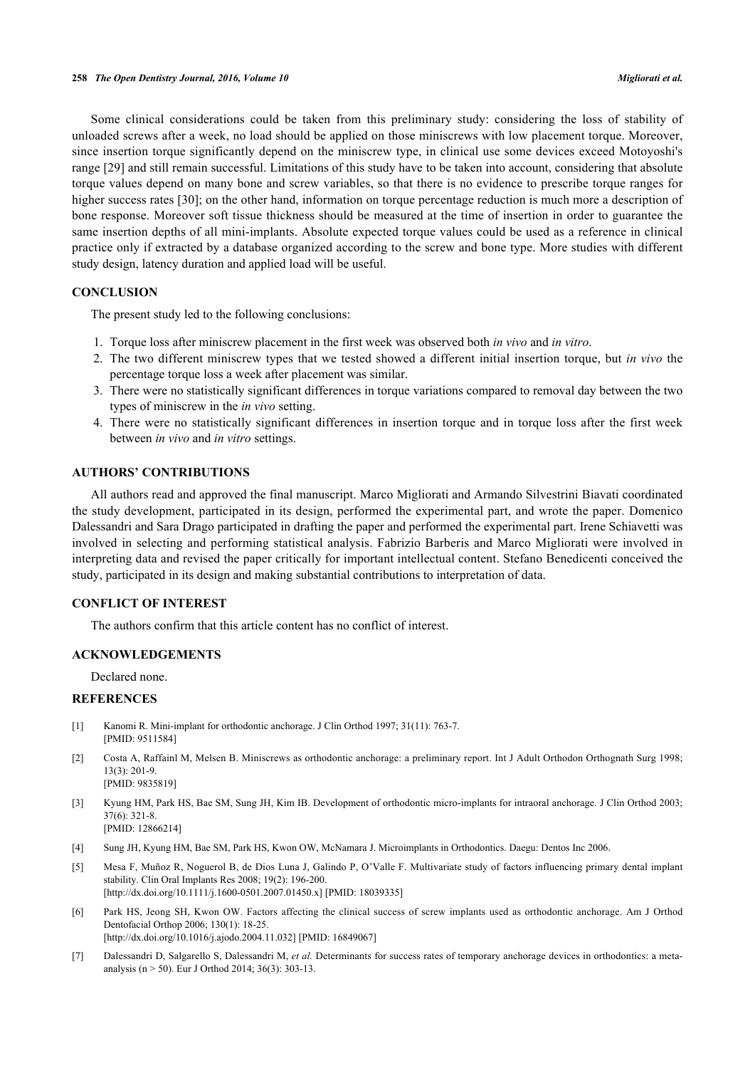Some clinical considerations could be taken from this preliminary study: considering the loss of stability of unloaded screws after a week, no load should be applied on those miniscrews with low placement torque. Moreover, since insertion torque significantly depend on the miniscrew type, in clinical use some devices exceed Motoyoshi's range [29] and still remain successful. Limitations of this study have to be taken into account, considering that absolute torque values depend on many bone and screw variables, so that there is no evidence to prescribe torque ranges for higher success rates [30]; on the other hand, information on torque percentage reduction is much more a description of bone response. Moreover soft tissue thickness should be measured at the time of insertion in order to guarantee the same insertion depths of all mini-implants. Absolute expected torque values could be used as a reference in clinical practice only if extracted by a database organized according to the screw and bone type. More studies with different study design, latency duration and applied load will be useful.

## CONCLUSION

The present study led to the following conclusions:

1. Torque loss after miniscrew placement in the first week was observed both *in vivo* and *in vitro*.
2. The two different miniscrew types that we tested showed a different initial insertion torque, but *in vivo* the percentage torque loss a week after placement was similar.
3. There were no statistically significant differences in torque variations compared to removal day between the two types of miniscrew in the *in vivo* setting.
4. There were no statistically significant differences in insertion torque and in torque loss after the first week between *in vivo* and *in vitro* settings.

## AUTHORS' CONTRIBUTIONS

All authors read and approved the final manuscript. Marco Migliorati and Armando Silvestrini Biavati coordinated the study development, participated in its design, performed the experimental part, and wrote the paper. Domenico Dalessandri and Sara Drago participated in drafting the paper and performed the experimental part. Irene Schiavetti was involved in selecting and performing statistical analysis. Fabrizio Barberis and Marco Migliorati were involved in interpreting data and revised the paper critically for important intellectual content. Stefano Benedicenti conceived the study, participated in its design and making substantial contributions to interpretation of data.

## CONFLICT OF INTEREST

The authors confirm that this article content has no conflict of interest.

## ACKNOWLEDGEMENTS

Declared none.

## REFERENCES

[1] Kanomi R. Mini-implant for orthodontic anchorage. J Clin Orthod 1997; 31(11): 763-7. [PMID: 9511584]

[2] Costa A, Raffainl M, Melsen B. Miniscrews as orthodontic anchorage: a preliminary report. Int J Adult Orthodon Orthognath Surg 1998; 13(3): 201-9. [PMID: 9835819]

[3] Kyung HM, Park HS, Bae SM, Sung JH, Kim IB. Development of orthodontic micro-implants for intraoral anchorage. J Clin Orthod 2003; 37(6): 321-8. [PMID: 12866214]

[4] Sung JH, Kyung HM, Bae SM, Park HS, Kwon OW, McNamara J. Microimplants in Orthodontics. Daegu: Dentos Inc 2006.

[5] Mesa F, Muñoz R, Noguerol B, de Dios Luna J, Galindo P, O'Valle F. Multivariate study of factors influencing primary dental implant stability. Clin Oral Implants Res 2008; 19(2): 196-200. [http://dx.doi.org/10.1111/j.1600-0501.2007.01450.x] [PMID: 18039335]

[6] Park HS, Jeong SH, Kwon OW. Factors affecting the clinical success of screw implants used as orthodontic anchorage. Am J Orthod Dentofacial Orthop 2006; 130(1): 18-25. [http://dx.doi.org/10.1016/j.ajodo.2004.11.032] [PMID: 16849067]

[7] Dalessandri D, Salgarello S, Dalessandri M, *et al.* Determinants for success rates of temporary anchorage devices in orthodontics: a meta-analysis (n > 50). Eur J Orthod 2014; 36(3): 303-13.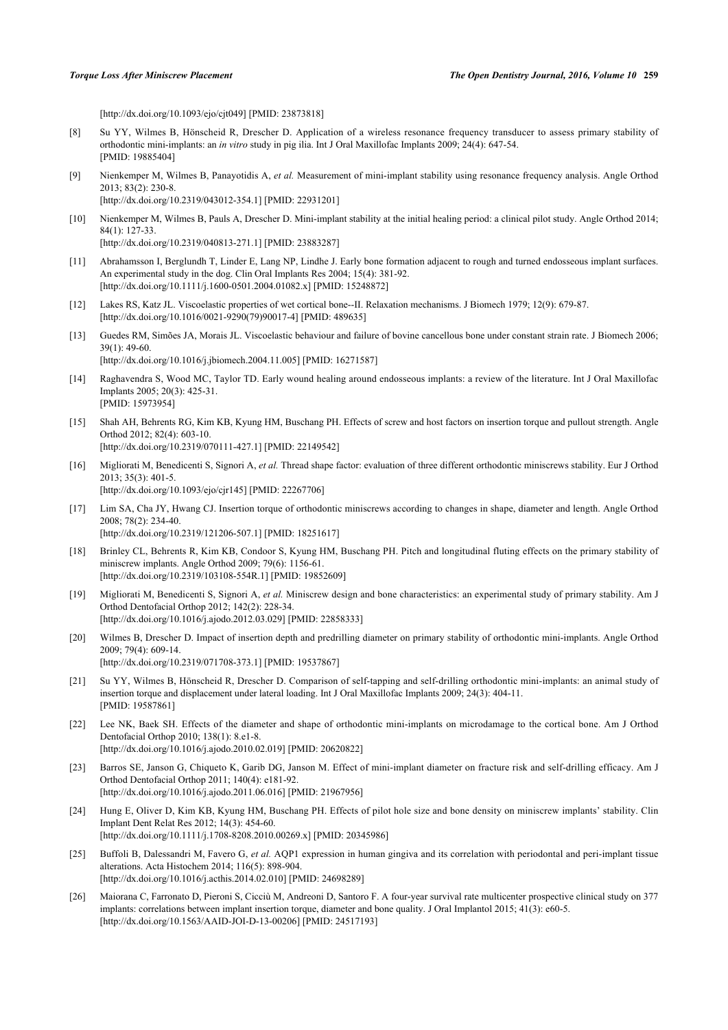[http://dx.doi.org/10.1093/ejo/cjt049] [PMID: 23873818]

[8] Su YY, Wilmes B, Hönscheid R, Drescher D. Application of a wireless resonance frequency transducer to assess primary stability of orthodontic mini-implants: an *in vitro* study in pig ilia. Int J Oral Maxillofac Implants 2009; 24(4): 647-54. [PMID: 19885404]

[9] Nienkemper M, Wilmes B, Panayotidis A, *et al.* Measurement of mini-implant stability using resonance frequency analysis. Angle Orthod 2013; 83(2): 230-8. [http://dx.doi.org/10.2319/043012-354.1] [PMID: 22931201]

[10] Nienkemper M, Wilmes B, Pauls A, Drescher D. Mini-implant stability at the initial healing period: a clinical pilot study. Angle Orthod 2014; 84(1): 127-33. [http://dx.doi.org/10.2319/040813-271.1] [PMID: 23883287]

[11] Abrahamsson I, Berglundh T, Linder E, Lang NP, Lindhe J. Early bone formation adjacent to rough and turned endosseous implant surfaces. An experimental study in the dog. Clin Oral Implants Res 2004; 15(4): 381-92. [http://dx.doi.org/10.1111/j.1600-0501.2004.01082.x] [PMID: 15248872]

[12] Lakes RS, Katz JL. Viscoelastic properties of wet cortical bone--II. Relaxation mechanisms. J Biomech 1979; 12(9): 679-87. [http://dx.doi.org/10.1016/0021-9290(79)90017-4] [PMID: 489635]

[13] Guedes RM, Simões JA, Morais JL. Viscoelastic behaviour and failure of bovine cancellous bone under constant strain rate. J Biomech 2006; 39(1): 49-60. [http://dx.doi.org/10.1016/j.jbiomech.2004.11.005] [PMID: 16271587]

[14] Raghavendra S, Wood MC, Taylor TD. Early wound healing around endosseous implants: a review of the literature. Int J Oral Maxillofac Implants 2005; 20(3): 425-31. [PMID: 15973954]

[15] Shah AH, Behrents RG, Kim KB, Kyung HM, Buschang PH. Effects of screw and host factors on insertion torque and pullout strength. Angle Orthod 2012; 82(4): 603-10. [http://dx.doi.org/10.2319/070111-427.1] [PMID: 22149542]

[16] Migliorati M, Benedicenti S, Signori A, *et al.* Thread shape factor: evaluation of three different orthodontic miniscrews stability. Eur J Orthod 2013; 35(3): 401-5. [http://dx.doi.org/10.1093/ejo/cjr145] [PMID: 22267706]

[17] Lim SA, Cha JY, Hwang CJ. Insertion torque of orthodontic miniscrews according to changes in shape, diameter and length. Angle Orthod 2008; 78(2): 234-40. [http://dx.doi.org/10.2319/121206-507.1] [PMID: 18251617]

[18] Brinley CL, Behrents R, Kim KB, Condoor S, Kyung HM, Buschang PH. Pitch and longitudinal fluting effects on the primary stability of miniscrew implants. Angle Orthod 2009; 79(6): 1156-61. [http://dx.doi.org/10.2319/103108-554R.1] [PMID: 19852609]

[19] Migliorati M, Benedicenti S, Signori A, *et al.* Miniscrew design and bone characteristics: an experimental study of primary stability. Am J Orthod Dentofacial Orthop 2012; 142(2): 228-34. [http://dx.doi.org/10.1016/j.ajodo.2012.03.029] [PMID: 22858333]

[20] Wilmes B, Drescher D. Impact of insertion depth and predrilling diameter on primary stability of orthodontic mini-implants. Angle Orthod 2009; 79(4): 609-14. [http://dx.doi.org/10.2319/071708-373.1] [PMID: 19537867]

[21] Su YY, Wilmes B, Hönscheid R, Drescher D. Comparison of self-tapping and self-drilling orthodontic mini-implants: an animal study of insertion torque and displacement under lateral loading. Int J Oral Maxillofac Implants 2009; 24(3): 404-11. [PMID: 19587861]

[22] Lee NK, Baek SH. Effects of the diameter and shape of orthodontic mini-implants on microdamage to the cortical bone. Am J Orthod Dentofacial Orthop 2010; 138(1): 8.e1-8. [http://dx.doi.org/10.1016/j.ajodo.2010.02.019] [PMID: 20620822]

[23] Barros SE, Janson G, Chiqueto K, Garib DG, Janson M. Effect of mini-implant diameter on fracture risk and self-drilling efficacy. Am J Orthod Dentofacial Orthop 2011; 140(4): e181-92. [http://dx.doi.org/10.1016/j.ajodo.2011.06.016] [PMID: 21967956]

[24] Hung E, Oliver D, Kim KB, Kyung HM, Buschang PH. Effects of pilot hole size and bone density on miniscrew implants' stability. Clin Implant Dent Relat Res 2012; 14(3): 454-60. [http://dx.doi.org/10.1111/j.1708-8208.2010.00269.x] [PMID: 20345986]

[25] Buffoli B, Dalessandri M, Favero G, *et al.* AQP1 expression in human gingiva and its correlation with periodontal and peri-implant tissue alterations. Acta Histochem 2014; 116(5): 898-904. [http://dx.doi.org/10.1016/j.acthis.2014.02.010] [PMID: 24698289]

[26] Maiorana C, Farronato D, Pieroni S, Cicciù M, Andreoni D, Santoro F. A four-year survival rate multicenter prospective clinical study on 377 implants: correlations between implant insertion torque, diameter and bone quality. J Oral Implantol 2015; 41(3): e60-5. [http://dx.doi.org/10.1563/AAID-JOI-D-13-00206] [PMID: 24517193]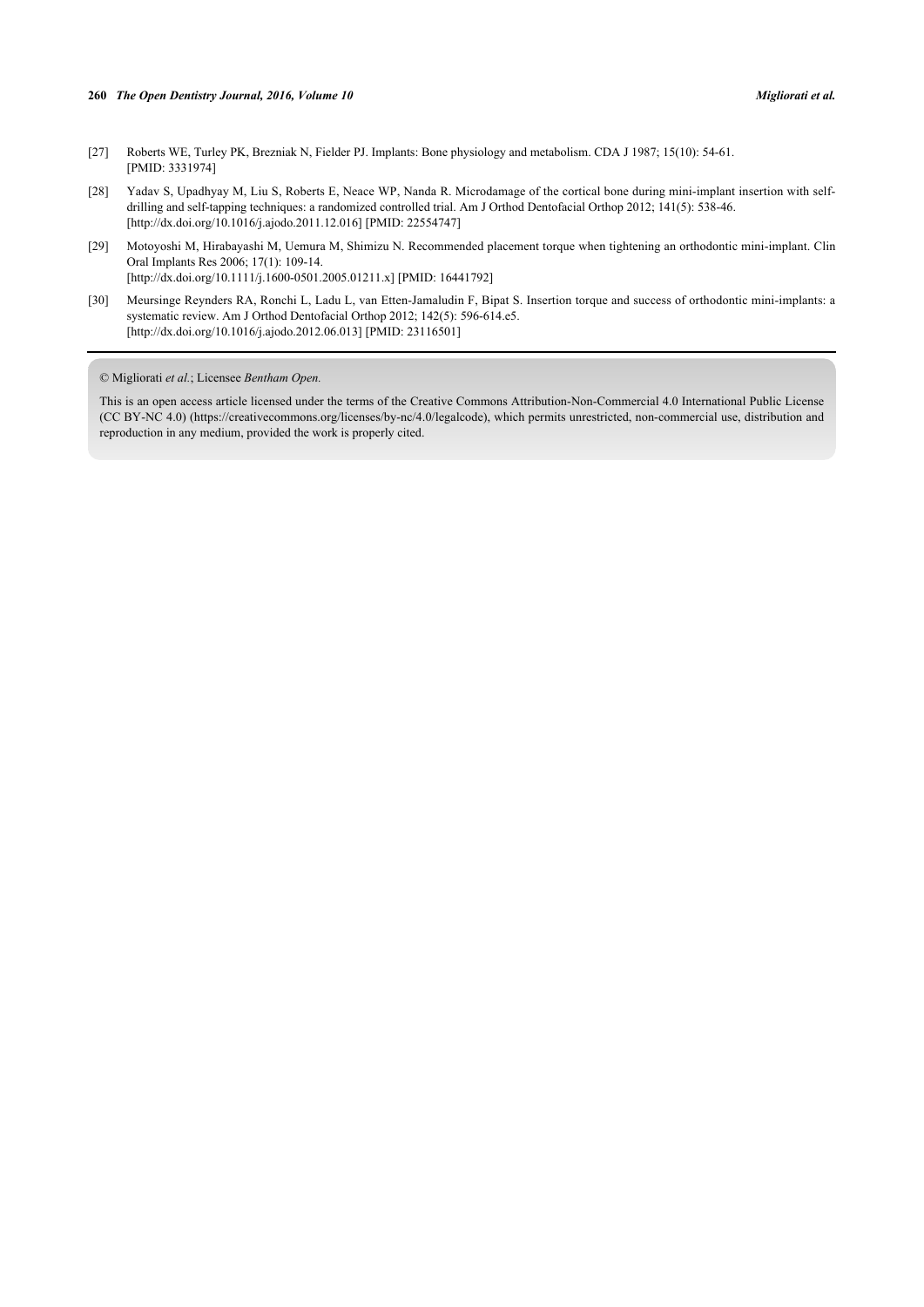[27] Roberts WE, Turley PK, Brezniak N, Fielder PJ. Implants: Bone physiology and metabolism. CDA J 1987; 15(10): 54-61. [PMID: 3331974]

[28] Yadav S, Upadhyay M, Liu S, Roberts E, Neace WP, Nanda R. Microdamage of the cortical bone during mini-implant insertion with self-drilling and self-tapping techniques: a randomized controlled trial. Am J Orthod Dentofacial Orthop 2012; 141(5): 538-46. [http://dx.doi.org/10.1016/j.ajodo.2011.12.016] [PMID: 22554747]

[29] Motoyoshi M, Hirabayashi M, Uemura M, Shimizu N. Recommended placement torque when tightening an orthodontic mini-implant. Clin Oral Implants Res 2006; 17(1): 109-14. [http://dx.doi.org/10.1111/j.1600-0501.2005.01211.x] [PMID: 16441792]

[30] Meursinge Reynders RA, Ronchi L, Ladu L, van Etten-Jamaludin F, Bipat S. Insertion torque and success of orthodontic mini-implants: a systematic review. Am J Orthod Dentofacial Orthop 2012; 142(5): 596-614.e5. [http://dx.doi.org/10.1016/j.ajodo.2012.06.013] [PMID: 23116501]

---

© Migliorati *et al.*; Licensee *Bentham Open.*

This is an open access article licensed under the terms of the Creative Commons Attribution-Non-Commercial 4.0 International Public License (CC BY-NC 4.0) (https://creativecommons.org/licenses/by-nc/4.0/legalcode), which permits unrestricted, non-commercial use, distribution and reproduction in any medium, provided the work is properly cited.